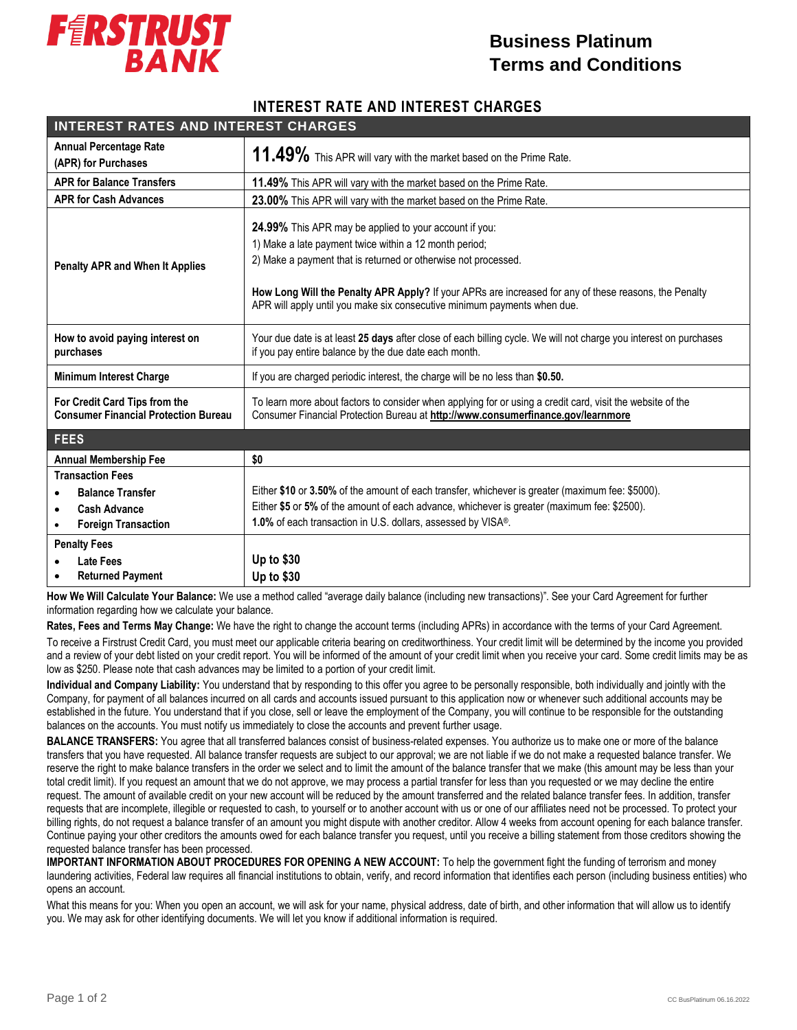# FIRSTRUST BANK

## Business Platinum Terms and Conditions

### INTEREST RATE AND INTEREST CHARGES

| INTEREST RATES AND INTEREST CHARGES | |
|---|---|
| **Annual Percentage Rate (APR) for Purchases** | **11.49%** This APR will vary with the market based on the Prime Rate. |
| **APR for Balance Transfers** | **11.49%** This APR will vary with the market based on the Prime Rate. |
| **APR for Cash Advances** | **23.00%** This APR will vary with the market based on the Prime Rate. |
| **Penalty APR and When It Applies** | **24.99%** This APR may be applied to your account if you:<br>1) Make a late payment twice within a 12 month period;<br>2) Make a payment that is returned or otherwise not processed.<br><br>**How Long Will the Penalty APR Apply?** If your APRs are increased for any of these reasons, the Penalty APR will apply until you make six consecutive minimum payments when due. |
| **How to avoid paying interest on purchases** | Your due date is at least **25 days** after close of each billing cycle. We will not charge you interest on purchases if you pay entire balance by the due date each month. |
| **Minimum Interest Charge** | If you are charged periodic interest, the charge will be no less than **$0.50.** |
| **For Credit Card Tips from the Consumer Financial Protection Bureau** | To learn more about factors to consider when applying for or using a credit card, visit the website of the Consumer Financial Protection Bureau at **http://www.consumerfinance.gov/learnmore** |
| **FEES** | |
| **Annual Membership Fee** | **$0** |
| **Transaction Fees**<br>• **Balance Transfer**<br>• **Cash Advance**<br>• **Foreign Transaction** | <br>Either **$10** or **3.50%** of the amount of each transfer, whichever is greater (maximum fee: $5000).<br>Either **$5** or **5%** of the amount of each advance, whichever is greater (maximum fee: $2500).<br>**1.0%** of each transaction in U.S. dollars, assessed by VISA®. |
| **Penalty Fees**<br>• **Late Fees**<br>• **Returned Payment** | <br>**Up to $30**<br>**Up to $30** |

**How We Will Calculate Your Balance:** We use a method called "average daily balance (including new transactions)". See your Card Agreement for further information regarding how we calculate your balance.

**Rates, Fees and Terms May Change:** We have the right to change the account terms (including APRs) in accordance with the terms of your Card Agreement.

To receive a Firstrust Credit Card, you must meet our applicable criteria bearing on creditworthiness. Your credit limit will be determined by the income you provided and a review of your debt listed on your credit report. You will be informed of the amount of your credit limit when you receive your card. Some credit limits may be as low as $250. Please note that cash advances may be limited to a portion of your credit limit.

**Individual and Company Liability:** You understand that by responding to this offer you agree to be personally responsible, both individually and jointly with the Company, for payment of all balances incurred on all cards and accounts issued pursuant to this application now or whenever such additional accounts may be established in the future. You understand that if you close, sell or leave the employment of the Company, you will continue to be responsible for the outstanding balances on the accounts. You must notify us immediately to close the accounts and prevent further usage.

**BALANCE TRANSFERS:** You agree that all transferred balances consist of business-related expenses. You authorize us to make one or more of the balance transfers that you have requested. All balance transfer requests are subject to our approval; we are not liable if we do not make a requested balance transfer. We reserve the right to make balance transfers in the order we select and to limit the amount of the balance transfer that we make (this amount may be less than your total credit limit). If you request an amount that we do not approve, we may process a partial transfer for less than you requested or we may decline the entire request. The amount of available credit on your new account will be reduced by the amount transferred and the related balance transfer fees. In addition, transfer requests that are incomplete, illegible or requested to cash, to yourself or to another account with us or one of our affiliates need not be processed. To protect your billing rights, do not request a balance transfer of an amount you might dispute with another creditor. Allow 4 weeks from account opening for each balance transfer. Continue paying your other creditors the amounts owed for each balance transfer you request, until you receive a billing statement from those creditors showing the requested balance transfer has been processed.

**IMPORTANT INFORMATION ABOUT PROCEDURES FOR OPENING A NEW ACCOUNT:** To help the government fight the funding of terrorism and money laundering activities, Federal law requires all financial institutions to obtain, verify, and record information that identifies each person (including business entities) who opens an account.

What this means for you: When you open an account, we will ask for your name, physical address, date of birth, and other information that will allow us to identify you. We may ask for other identifying documents. We will let you know if additional information is required.

CC BusPlatinum 06.16.2022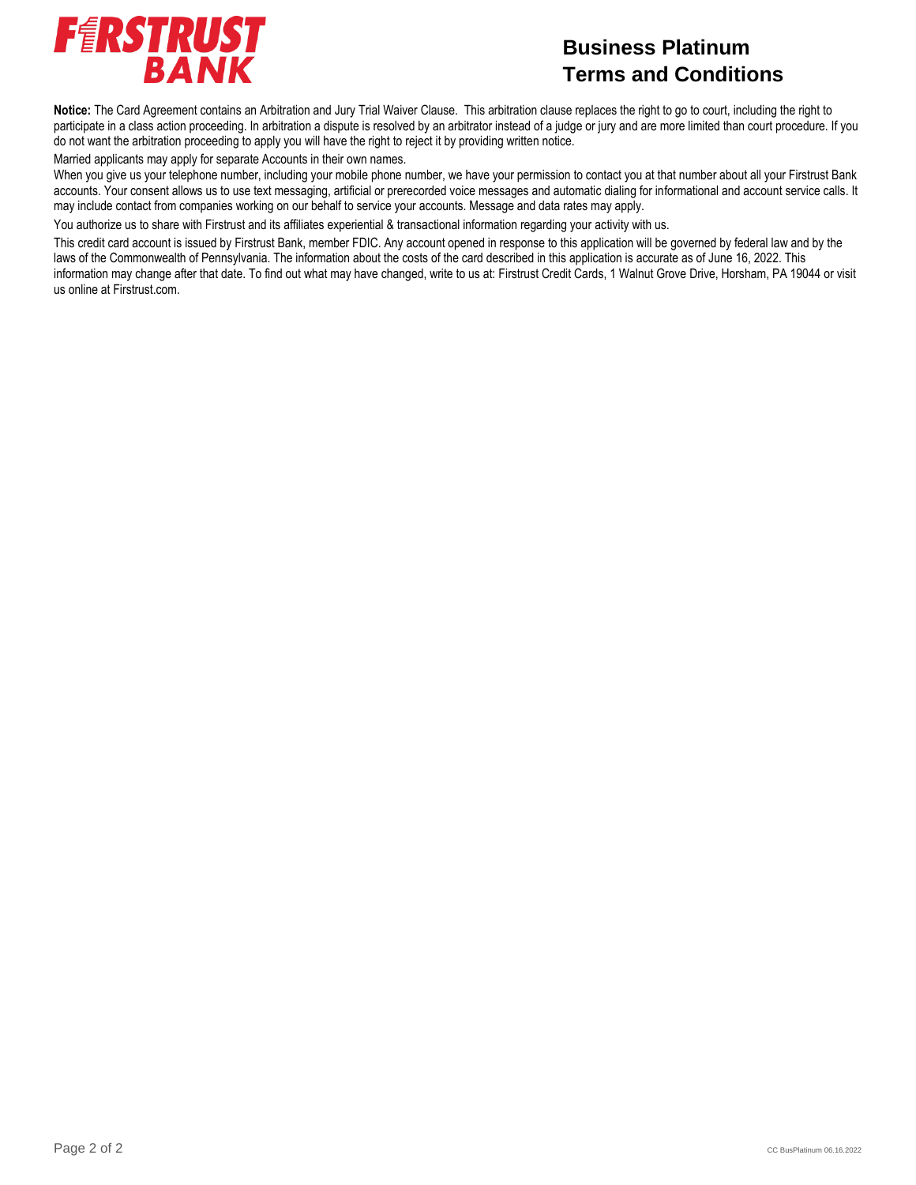# Business Platinum Terms and Conditions

**Notice:** The Card Agreement contains an Arbitration and Jury Trial Waiver Clause. This arbitration clause replaces the right to go to court, including the right to participate in a class action proceeding. In arbitration a dispute is resolved by an arbitrator instead of a judge or jury and are more limited than court procedure. If you do not want the arbitration proceeding to apply you will have the right to reject it by providing written notice.

Married applicants may apply for separate Accounts in their own names.

When you give us your telephone number, including your mobile phone number, we have your permission to contact you at that number about all your Firstrust Bank accounts. Your consent allows us to use text messaging, artificial or prerecorded voice messages and automatic dialing for informational and account service calls. It may include contact from companies working on our behalf to service your accounts. Message and data rates may apply.

You authorize us to share with Firstrust and its affiliates experiential & transactional information regarding your activity with us.

This credit card account is issued by Firstrust Bank, member FDIC. Any account opened in response to this application will be governed by federal law and by the laws of the Commonwealth of Pennsylvania. The information about the costs of the card described in this application is accurate as of June 16, 2022. This information may change after that date. To find out what may have changed, write to us at: Firstrust Credit Cards, 1 Walnut Grove Drive, Horsham, PA 19044 or visit us online at Firstrust.com.